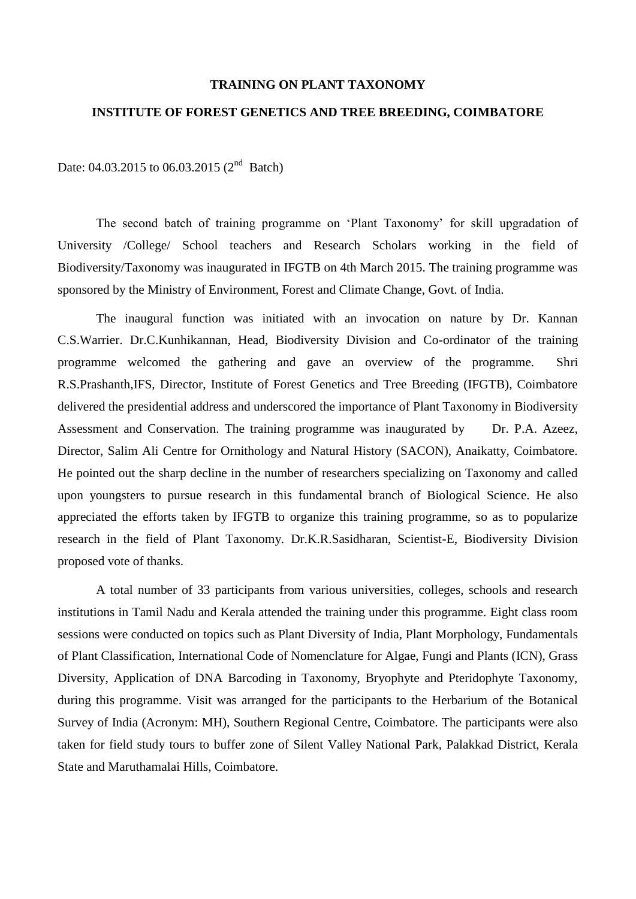# TRAINING ON PLANT TAXONOMY

## INSTITUTE OF FOREST GENETICS AND TREE BREEDING, COIMBATORE

Date: 04.03.2015 to 06.03.2015 (2nd Batch)

The second batch of training programme on 'Plant Taxonomy' for skill upgradation of University /College/ School teachers and Research Scholars working in the field of Biodiversity/Taxonomy was inaugurated in IFGTB on 4th March 2015. The training programme was sponsored by the Ministry of Environment, Forest and Climate Change, Govt. of India.

The inaugural function was initiated with an invocation on nature by Dr. Kannan C.S.Warrier. Dr.C.Kunhikannan, Head, Biodiversity Division and Co-ordinator of the training programme welcomed the gathering and gave an overview of the programme. Shri R.S.Prashanth,IFS, Director, Institute of Forest Genetics and Tree Breeding (IFGTB), Coimbatore delivered the presidential address and underscored the importance of Plant Taxonomy in Biodiversity Assessment and Conservation. The training programme was inaugurated by Dr. P.A. Azeez, Director, Salim Ali Centre for Ornithology and Natural History (SACON), Anaikatty, Coimbatore. He pointed out the sharp decline in the number of researchers specializing on Taxonomy and called upon youngsters to pursue research in this fundamental branch of Biological Science. He also appreciated the efforts taken by IFGTB to organize this training programme, so as to popularize research in the field of Plant Taxonomy. Dr.K.R.Sasidharan, Scientist-E, Biodiversity Division proposed vote of thanks.

A total number of 33 participants from various universities, colleges, schools and research institutions in Tamil Nadu and Kerala attended the training under this programme. Eight class room sessions were conducted on topics such as Plant Diversity of India, Plant Morphology, Fundamentals of Plant Classification, International Code of Nomenclature for Algae, Fungi and Plants (ICN), Grass Diversity, Application of DNA Barcoding in Taxonomy, Bryophyte and Pteridophyte Taxonomy, during this programme. Visit was arranged for the participants to the Herbarium of the Botanical Survey of India (Acronym: MH), Southern Regional Centre, Coimbatore. The participants were also taken for field study tours to buffer zone of Silent Valley National Park, Palakkad District, Kerala State and Maruthamalai Hills, Coimbatore.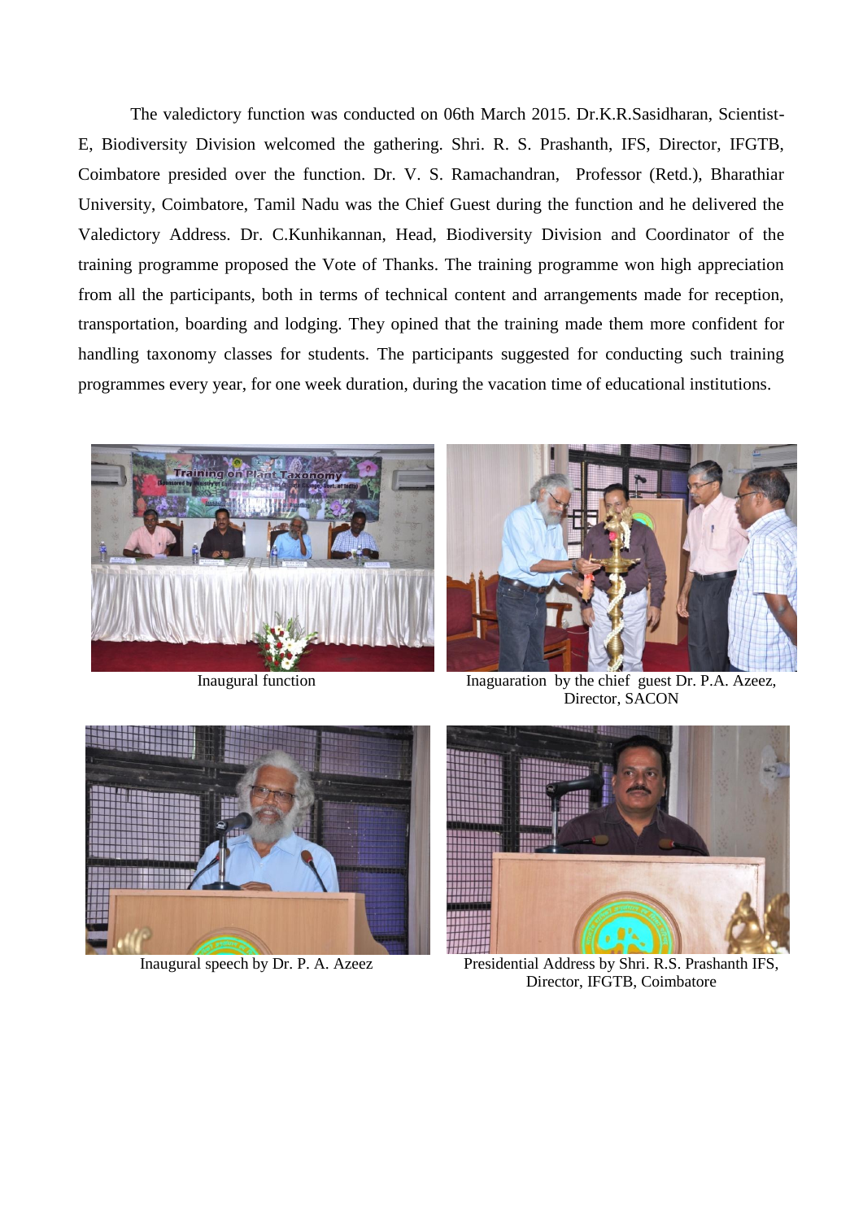The valedictory function was conducted on 06th March 2015. Dr.K.R.Sasidharan, Scientist-E, Biodiversity Division welcomed the gathering. Shri. R. S. Prashanth, IFS, Director, IFGTB, Coimbatore presided over the function. Dr. V. S. Ramachandran, Professor (Retd.), Bharathiar University, Coimbatore, Tamil Nadu was the Chief Guest during the function and he delivered the Valedictory Address. Dr. C.Kunhikannan, Head, Biodiversity Division and Coordinator of the training programme proposed the Vote of Thanks. The training programme won high appreciation from all the participants, both in terms of technical content and arrangements made for reception, transportation, boarding and lodging. They opined that the training made them more confident for handling taxonomy classes for students. The participants suggested for conducting such training programmes every year, for one week duration, during the vacation time of educational institutions.

Inaugural function

Inaguaration by the chief guest Dr. P.A. Azeez, Director, SACON

Inaugural speech by Dr. P. A. Azeez

Presidential Address by Shri. R.S. Prashanth IFS, Director, IFGTB, Coimbatore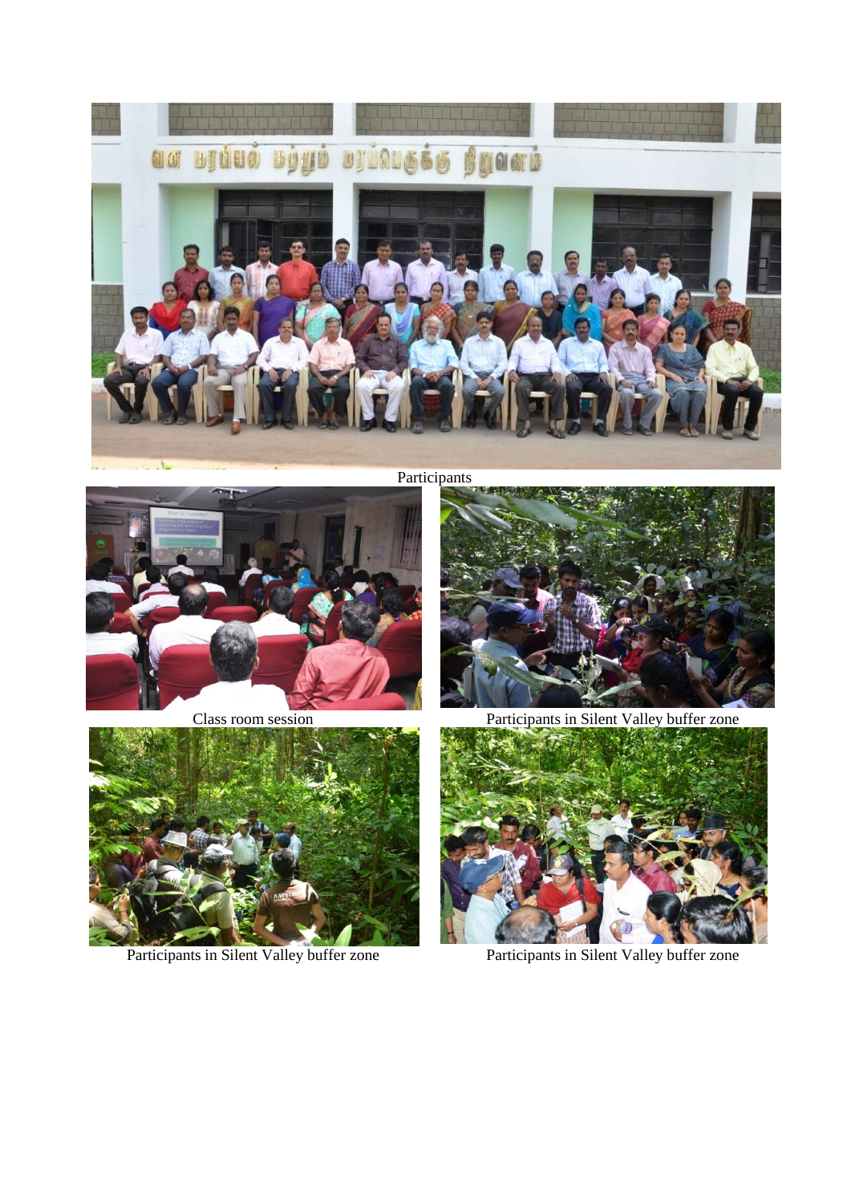Participants

Class room session

Participants in Silent Valley buffer zone

Participants in Silent Valley buffer zone

Participants in Silent Valley buffer zone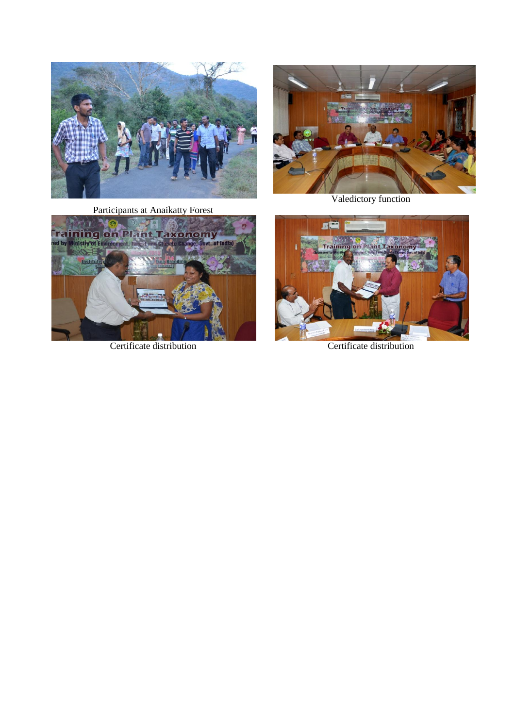Participants at Anaikatty Forest

Valedictory function

Certificate distribution

Certificate distribution